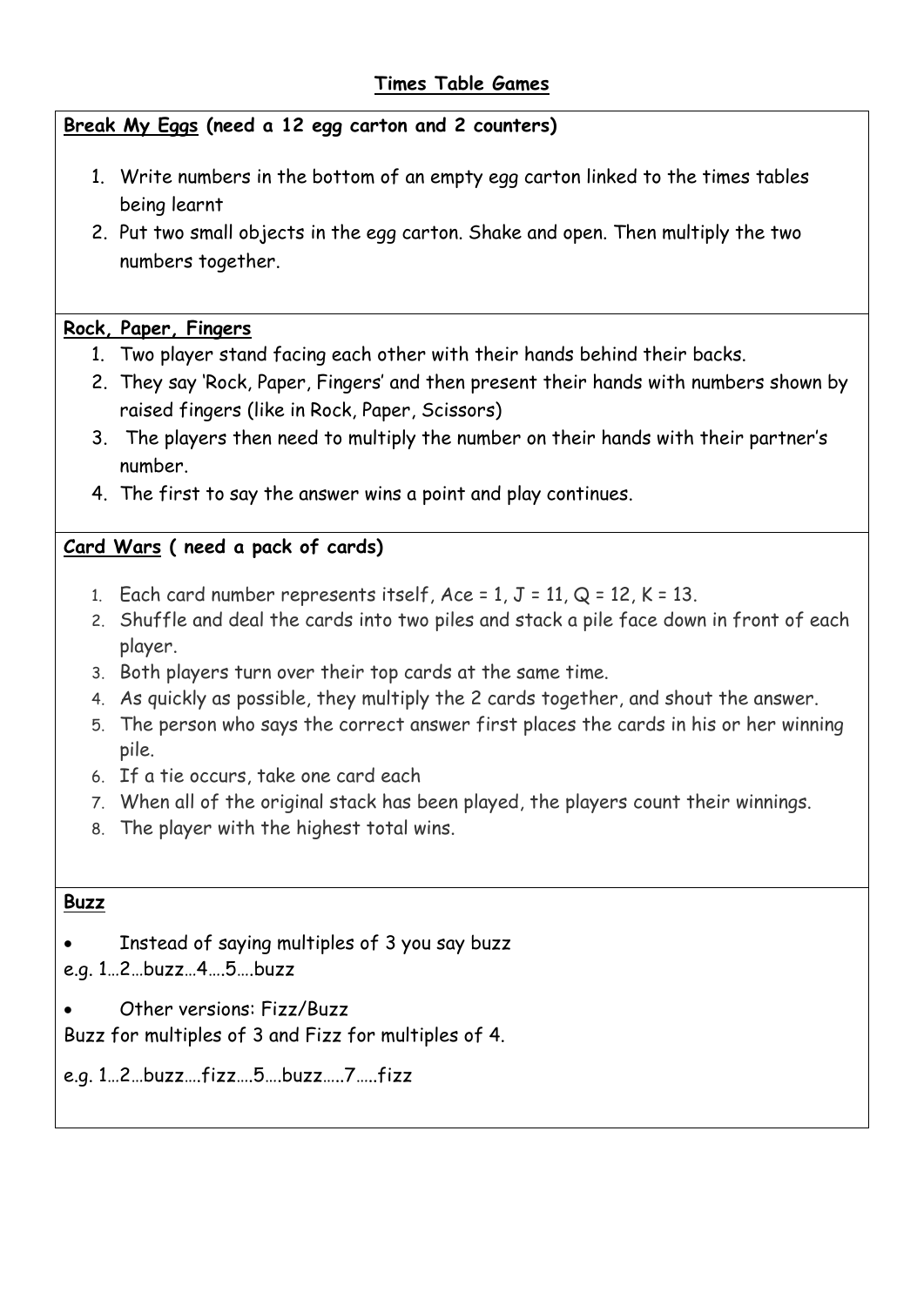# Times Table Games

**Break My Eggs (need a 12 egg carton and 2 counters)**

1. Write numbers in the bottom of an empty egg carton linked to the times tables being learnt
2. Put two small objects in the egg carton. Shake and open. Then multiply the two numbers together.

**Rock, Paper, Fingers**

1. Two player stand facing each other with their hands behind their backs.
2. They say 'Rock, Paper, Fingers' and then present their hands with numbers shown by raised fingers (like in Rock, Paper, Scissors)
3. The players then need to multiply the number on their hands with their partner's number.
4. The first to say the answer wins a point and play continues.

**Card Wars ( need a pack of cards)**

1. Each card number represents itself, Ace = 1, J = 11, Q = 12, K = 13.
2. Shuffle and deal the cards into two piles and stack a pile face down in front of each player.
3. Both players turn over their top cards at the same time.
4. As quickly as possible, they multiply the 2 cards together, and shout the answer.
5. The person who says the correct answer first places the cards in his or her winning pile.
6. If a tie occurs, take one card each
7. When all of the original stack has been played, the players count their winnings.
8. The player with the highest total wins.

**Buzz**

- Instead of saying multiples of 3 you say buzz

e.g. 1…2…buzz…4….5….buzz

- Other versions: Fizz/Buzz

Buzz for multiples of 3 and Fizz for multiples of 4.

e.g. 1…2…buzz….fizz….5….buzz…..7…..fizz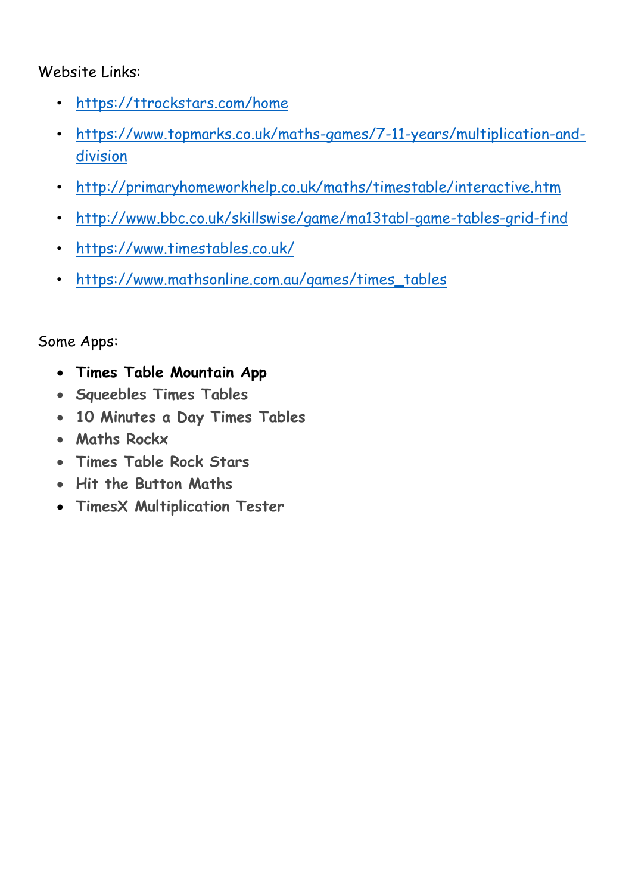Website Links:

- https://ttrockstars.com/home
- https://www.topmarks.co.uk/maths-games/7-11-years/multiplication-and-division
- http://primaryhomeworkhelp.co.uk/maths/timestable/interactive.htm
- http://www.bbc.co.uk/skillswise/game/ma13tabl-game-tables-grid-find
- https://www.timestables.co.uk/
- https://www.mathsonline.com.au/games/times_tables

Some Apps:

- **Times Table Mountain App**
- **Squeebles Times Tables**
- **10 Minutes a Day Times Tables**
- **Maths Rockx**
- **Times Table Rock Stars**
- **Hit the Button Maths**
- **TimesX Multiplication Tester**